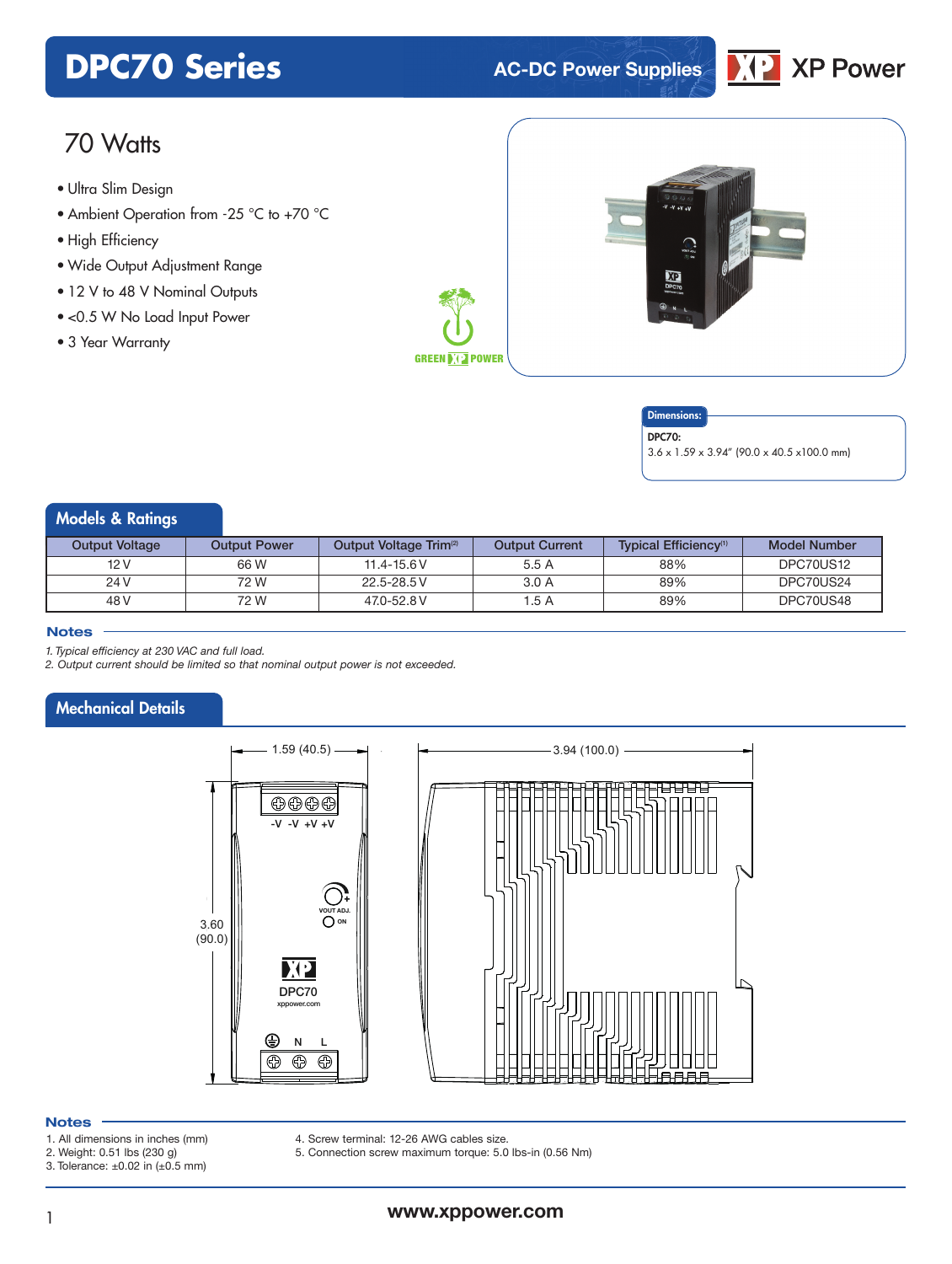# DPC70 Series

AC-DC Power Supplies

## 70 Watts

- Ultra Slim Design
- Ambient Operation from -25 °C to +70 °C
- High Efficiency
- Wide Output Adjustment Range
- 12 V to 48 V Nominal Outputs
- <0.5 W No Load Input Power
- 3 Year Warranty

**Dimensions:**

**DPC70:**
3.6 x 1.59 x 3.94" (90.0 x 40.5 x100.0 mm)

## Models & Ratings

| Output Voltage | Output Power | Output Voltage Trim[2] | Output Current | Typical Efficiency[1] | Model Number |
|---|---|---|---|---|---|
| 12 V | 66 W | 11.4-15.6 V | 5.5 A | 88% | DPC70US12 |
| 24 V | 72 W | 22.5-28.5 V | 3.0 A | 89% | DPC70US24 |
| 48 V | 72 W | 47.0-52.8 V | 1.5 A | 89% | DPC70US48 |

### Notes

*1. Typical efficiency at 230 VAC and full load.*
*2. Output current should be limited so that nominal output power is not exceeded.*

## Mechanical Details

### Notes

1. All dimensions in inches (mm)
2. Weight: 0.51 lbs (230 g)
3. Tolerance: ±0.02 in (±0.5 mm)
4. Screw terminal: 12-26 AWG cables size.
5. Connection screw maximum torque: 5.0 lbs-in (0.56 Nm)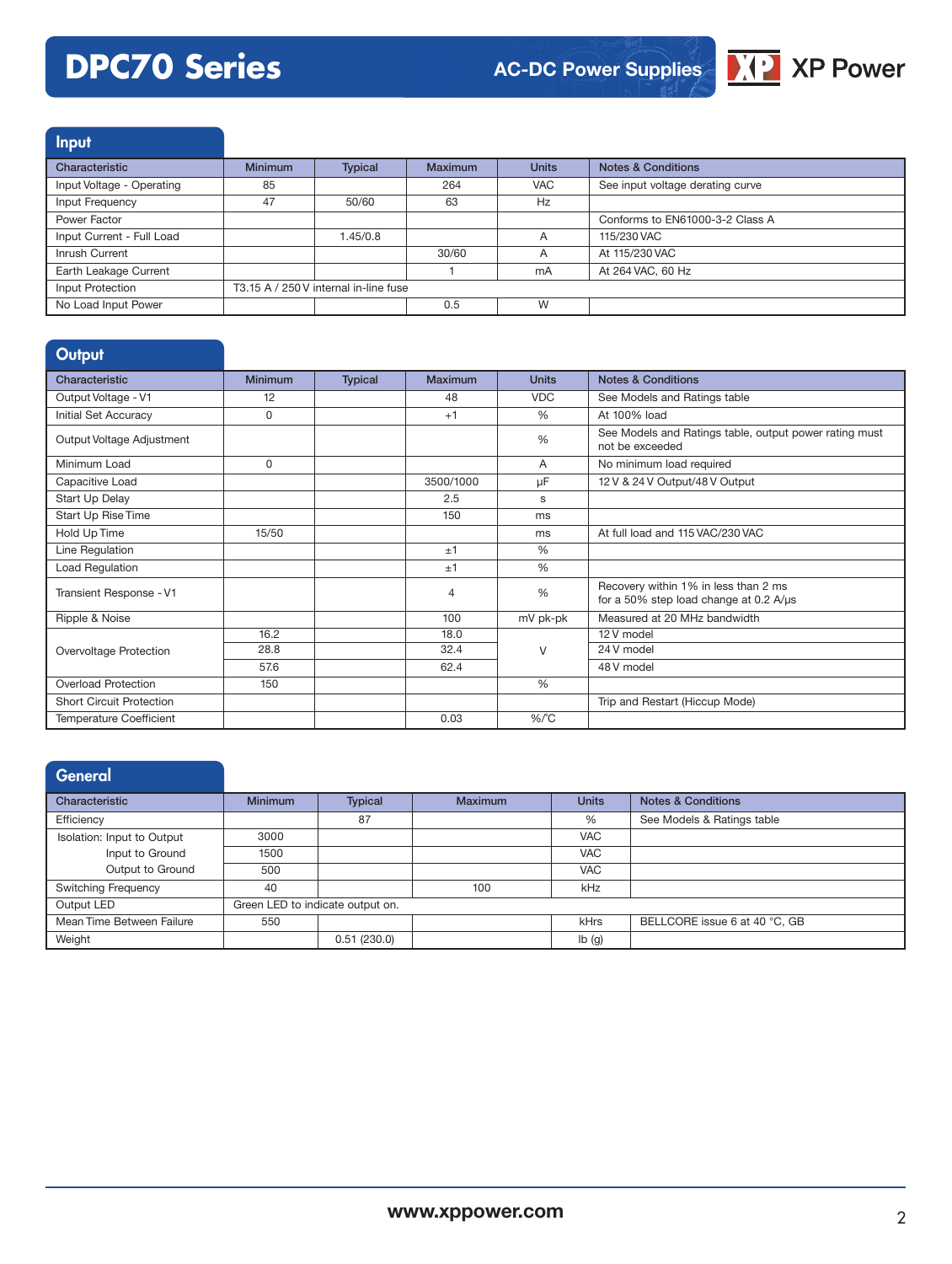## Input

| Characteristic | Minimum | Typical | Maximum | Units | Notes & Conditions |
|---|---|---|---|---|---|
| Input Voltage - Operating | 85 | | 264 | VAC | See input voltage derating curve |
| Input Frequency | 47 | 50/60 | 63 | Hz | |
| Power Factor | | | | | Conforms to EN61000-3-2 Class A |
| Input Current - Full Load | | 1.45/0.8 | | A | 115/230 VAC |
| Inrush Current | | | 30/60 | A | At 115/230 VAC |
| Earth Leakage Current | | | 1 | mA | At 264 VAC, 60 Hz |
| Input Protection | T3.15 A / 250 V internal in-line fuse | | | | |
| No Load Input Power | | | 0.5 | W | |

## Output

| Characteristic | Minimum | Typical | Maximum | Units | Notes & Conditions |
|---|---|---|---|---|---|
| Output Voltage - V1 | 12 | | 48 | VDC | See Models and Ratings table |
| Initial Set Accuracy | 0 | | +1 | % | At 100% load |
| Output Voltage Adjustment | | | | % | See Models and Ratings table, output power rating must not be exceeded |
| Minimum Load | 0 | | | A | No minimum load required |
| Capacitive Load | | | 3500/1000 | µF | 12 V & 24 V Output/48 V Output |
| Start Up Delay | | | 2.5 | s | |
| Start Up Rise Time | | | 150 | ms | |
| Hold Up Time | 15/50 | | | ms | At full load and 115 VAC/230 VAC |
| Line Regulation | | | ±1 | % | |
| Load Regulation | | | ±1 | % | |
| Transient Response - V1 | | | 4 | % | Recovery within 1% in less than 2 ms for a 50% step load change at 0.2 A/µs |
| Ripple & Noise | | | 100 | mV pk-pk | Measured at 20 MHz bandwidth |
| Overvoltage Protection | 16.2 | | 18.0 | V | 12 V model |
| | 28.8 | | 32.4 | V | 24 V model |
| | 57.6 | | 62.4 | V | 48 V model |
| Overload Protection | 150 | | | % | |
| Short Circuit Protection | | | | | Trip and Restart (Hiccup Mode) |
| Temperature Coefficient | | | 0.03 | %/°C | |

## General

| Characteristic | Minimum | Typical | Maximum | Units | Notes & Conditions |
|---|---|---|---|---|---|
| Efficiency | | 87 | | % | See Models & Ratings table |
| Isolation: Input to Output | 3000 | | | VAC | |
| Input to Ground | 1500 | | | VAC | |
| Output to Ground | 500 | | | VAC | |
| Switching Frequency | 40 | | 100 | kHz | |
| Output LED | Green LED to indicate output on. | | | | |
| Mean Time Between Failure | 550 | | | kHrs | BELLCORE issue 6 at 40 °C, GB |
| Weight | | 0.51 (230.0) | | lb (g) | |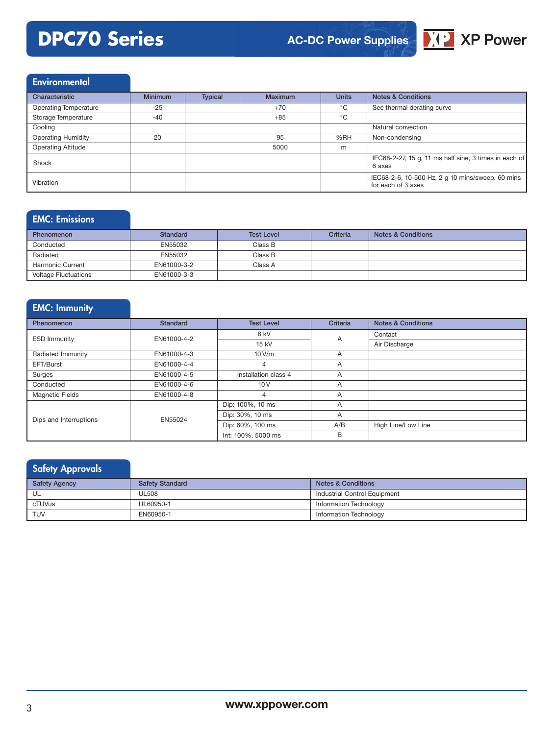## Environmental

| Characteristic | Minimum | Typical | Maximum | Units | Notes & Conditions |
|---|---|---|---|---|---|
| Operating Temperature | -25 | | +70 | °C | See thermal derating curve |
| Storage Temperature | -40 | | +85 | °C | |
| Cooling | | | | | Natural convection |
| Operating Humidity | 20 | | 95 | %RH | Non-condensing |
| Operating Altitude | | | 5000 | m | |
| Shock | | | | | IEC68-2-27, 15 g, 11 ms half sine, 3 times in each of 6 axes |
| Vibration | | | | | IEC68-2-6, 10-500 Hz, 2 g 10 mins/sweep. 60 mins for each of 3 axes |

## EMC: Emissions

| Phenomenon | Standard | Test Level | Criteria | Notes & Conditions |
|---|---|---|---|---|
| Conducted | EN55032 | Class B | | |
| Radiated | EN55032 | Class B | | |
| Harmonic Current | EN61000-3-2 | Class A | | |
| Voltage Fluctuations | EN61000-3-3 | | | |

## EMC: Immunity

| Phenomenon | Standard | Test Level | Criteria | Notes & Conditions |
|---|---|---|---|---|
| ESD Immunity | EN61000-4-2 | 8 kV | A | Contact |
| | | 15 kV | | Air Discharge |
| Radiated Immunity | EN61000-4-3 | 10 V/m | A | |
| EFT/Burst | EN61000-4-4 | 4 | A | |
| Surges | EN61000-4-5 | Installation class 4 | A | |
| Conducted | EN61000-4-6 | 10 V | A | |
| Magnetic Fields | EN61000-4-8 | 4 | A | |
| Dips and Interruptions | EN55024 | Dip: 100%, 10 ms | A | |
| | | Dip: 30%, 10 ms | A | |
| | | Dip: 60%, 100 ms | A/B | High Line/Low Line |
| | | Int: 100%, 5000 ms | B | |

## Safety Approvals

| Safety Agency | Safety Standard | Notes & Conditions |
|---|---|---|
| UL | UL508 | Industrial Control Equipment |
| cTUVus | UL60950-1 | Information Technology |
| TUV | EN60950-1 | Information Technology |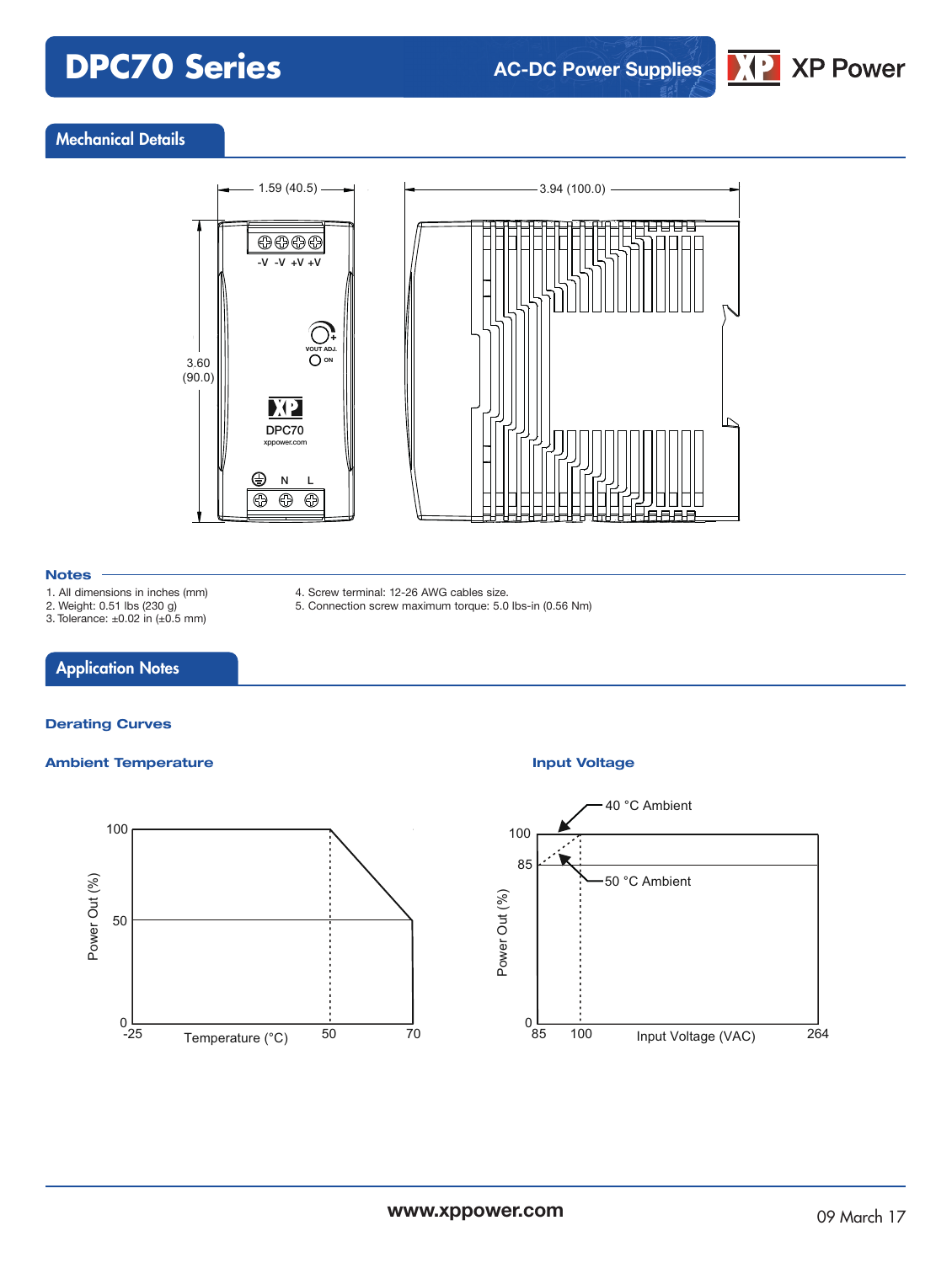## Mechanical Details

1.59 (40.5)

3.94 (100.0)

3.60 (90.0)

-V -V +V +V

VOUT ADJ.

ON

DPC70

xppower.com

N L

### Notes

1. All dimensions in inches (mm)
2. Weight: 0.51 lbs (230 g)
3. Tolerance: ±0.02 in (±0.5 mm)
4. Screw terminal: 12-26 AWG cables size.
5. Connection screw maximum torque: 5.0 lbs-in (0.56 Nm)

## Application Notes

### Derating Curves

#### Ambient Temperature

100

50

0

Power Out (%)

-25

50

70

Temperature (°C)

#### Input Voltage

40 °C Ambient

50 °C Ambient

100

85

0

Power Out (%)

85

100

264

Input Voltage (VAC)